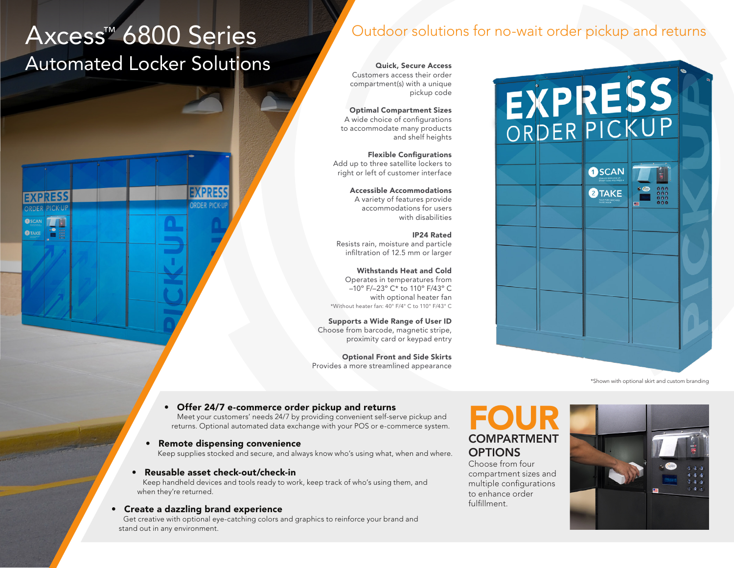# Axcess™ 6800 Series

## Automated Locker Solutions

## Outdoor solutions for no-wait order pickup and returns

**Quick, Secure Access**
Customers access their order compartment(s) with a unique pickup code

**Optimal Compartment Sizes**
A wide choice of configurations to accommodate many products and shelf heights

**Flexible Configurations**
Add up to three satellite lockers to right or left of customer interface

**Accessible Accommodations**
A variety of features provide accommodations for users with disabilities

**IP24 Rated**
Resists rain, moisture and particle infiltration of 12.5 mm or larger

**Withstands Heat and Cold**
Operates in temperatures from –10° F/–23° C* to 110° F/43° C with optional heater fan

*Without heater fan: 40° F/4° C to 110° F/43° C

**Supports a Wide Range of User ID**
Choose from barcode, magnetic stripe, proximity card or keypad entry

**Optional Front and Side Skirts**
Provides a more streamlined appearance

*Shown with optional skirt and custom branding

- **Offer 24/7 e-commerce order pickup and returns**
  Meet your customers' needs 24/7 by providing convenient self-serve pickup and returns. Optional automated data exchange with your POS or e-commerce system.
- **Remote dispensing convenience**
  Keep supplies stocked and secure, and always know who's using what, when and where.
- **Reusable asset check-out/check-in**
  Keep handheld devices and tools ready to work, keep track of who's using them, and when they're returned.
- **Create a dazzling brand experience**
  Get creative with optional eye-catching colors and graphics to reinforce your brand and stand out in any environment.

## FOUR COMPARTMENT OPTIONS

Choose from four compartment sizes and multiple configurations to enhance order fulfillment.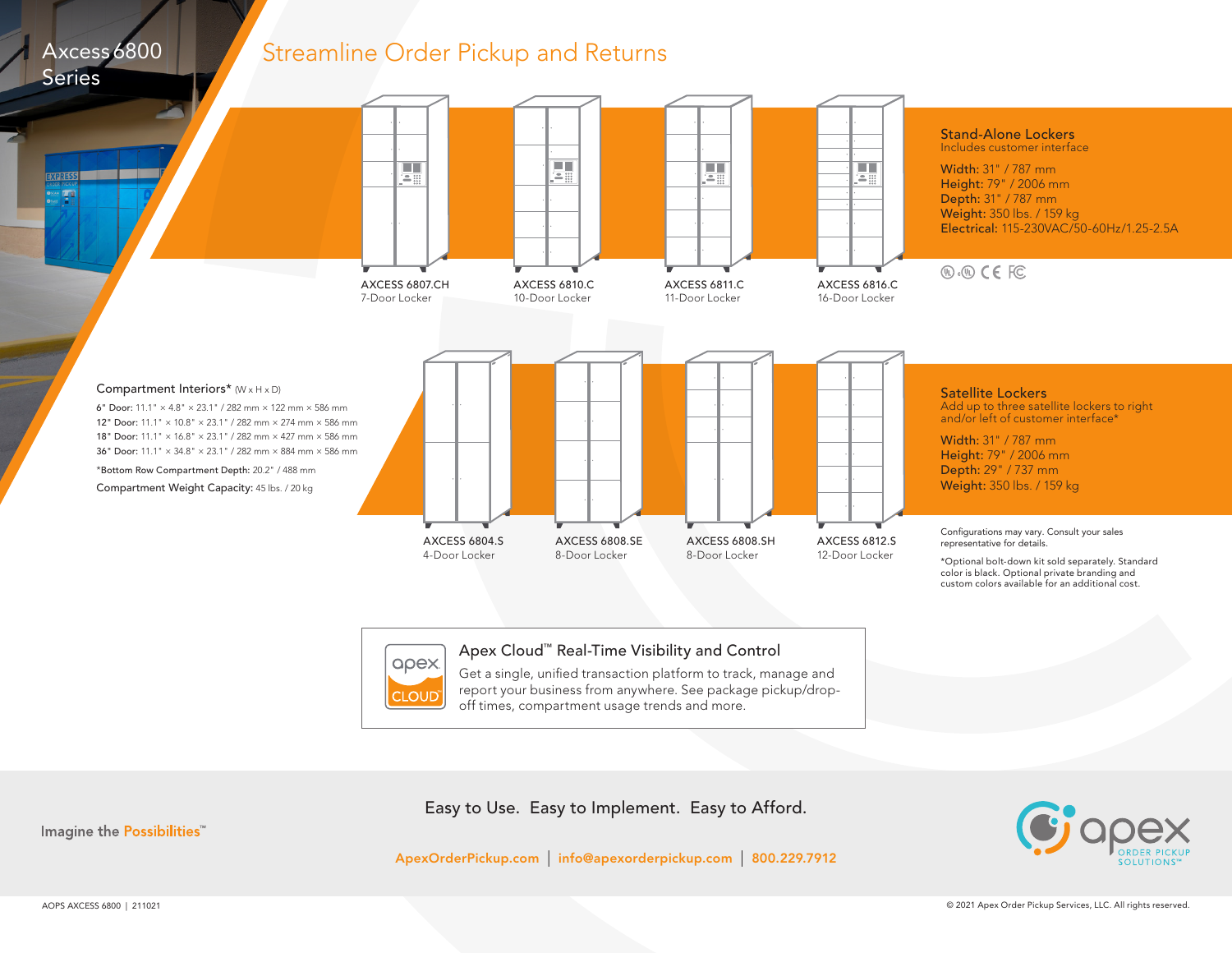Axcess 6800 Series

# Streamline Order Pickup and Returns

AXCESS 6807.CH
7-Door Locker

AXCESS 6810.C
10-Door Locker

AXCESS 6811.C
11-Door Locker

AXCESS 6816.C
16-Door Locker

## Stand-Alone Lockers

Includes customer interface

**Width:** 31" / 787 mm
**Height:** 79" / 2006 mm
**Depth:** 31" / 787 mm
**Weight:** 350 lbs. / 159 kg
**Electrical:** 115-230VAC/50-60Hz/1.25-2.5A

## Compartment Interiors* (W x H x D)

**6" Door:** 11.1" × 4.8" × 23.1" / 282 mm × 122 mm × 586 mm
**12" Door:** 11.1" × 10.8" × 23.1" / 282 mm × 274 mm × 586 mm
**18" Door:** 11.1" × 16.8" × 23.1" / 282 mm × 427 mm × 586 mm
**36" Door:** 11.1" × 34.8" × 23.1" / 282 mm × 884 mm × 586 mm

*Bottom Row Compartment Depth: 20.2" / 488 mm

**Compartment Weight Capacity:** 45 lbs. / 20 kg

AXCESS 6804.S
4-Door Locker

AXCESS 6808.SE
8-Door Locker

AXCESS 6808.SH
8-Door Locker

AXCESS 6812.S
12-Door Locker

## Satellite Lockers

Add up to three satellite lockers to right and/or left of customer interface*

**Width:** 31" / 787 mm
**Height:** 79" / 2006 mm
**Depth:** 29" / 737 mm
**Weight:** 350 lbs. / 159 kg

Configurations may vary. Consult your sales representative for details.

*Optional bolt-down kit sold separately. Standard color is black. Optional private branding and custom colors available for an additional cost.

## Apex Cloud™ Real-Time Visibility and Control

Get a single, unified transaction platform to track, manage and report your business from anywhere. See package pickup/drop-off times, compartment usage trends and more.

Easy to Use. Easy to Implement. Easy to Afford.

Imagine the Possibilities™

ApexOrderPickup.com | info@apexorderpickup.com | 800.229.7912

apex ORDER PICKUP SOLUTIONS™

AOPS AXCESS 6800 | 211021

© 2021 Apex Order Pickup Services, LLC. All rights reserved.